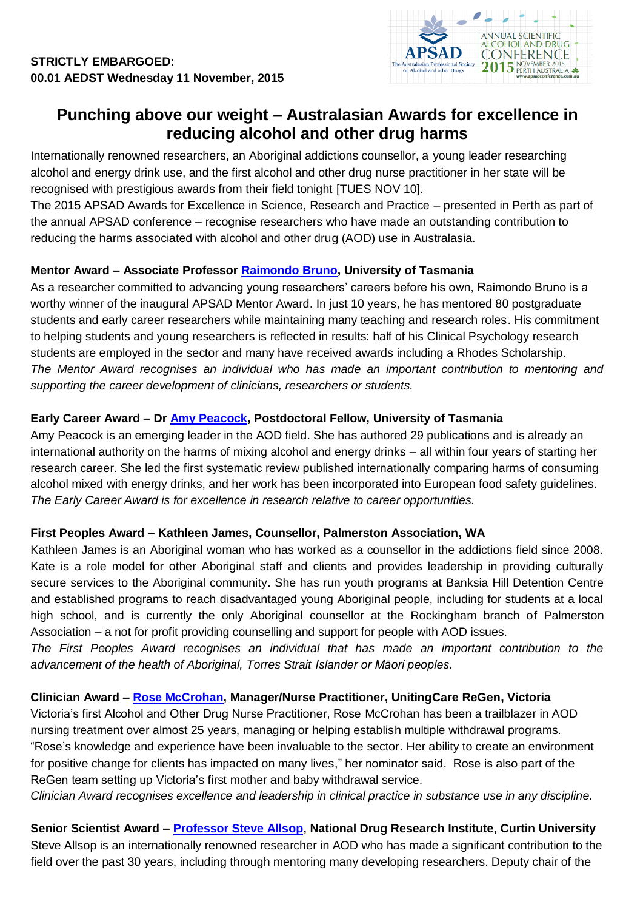**STRICTLY EMBARGOED:**
**00.01 AEDST Wednesday 11 November, 2015**

# Punching above our weight – Australasian Awards for excellence in reducing alcohol and other drug harms

Internationally renowned researchers, an Aboriginal addictions counsellor, a young leader researching alcohol and energy drink use, and the first alcohol and other drug nurse practitioner in her state will be recognised with prestigious awards from their field tonight [TUES NOV 10].

The 2015 APSAD Awards for Excellence in Science, Research and Practice – presented in Perth as part of the annual APSAD conference – recognise researchers who have made an outstanding contribution to reducing the harms associated with alcohol and other drug (AOD) use in Australasia.

**Mentor Award – Associate Professor Raimondo Bruno, University of Tasmania**

As a researcher committed to advancing young researchers' careers before his own, Raimondo Bruno is a worthy winner of the inaugural APSAD Mentor Award. In just 10 years, he has mentored 80 postgraduate students and early career researchers while maintaining many teaching and research roles. His commitment to helping students and young researchers is reflected in results: half of his Clinical Psychology research students are employed in the sector and many have received awards including a Rhodes Scholarship.

*The Mentor Award recognises an individual who has made an important contribution to mentoring and supporting the career development of clinicians, researchers or students.*

**Early Career Award – Dr Amy Peacock, Postdoctoral Fellow, University of Tasmania**

Amy Peacock is an emerging leader in the AOD field. She has authored 29 publications and is already an international authority on the harms of mixing alcohol and energy drinks – all within four years of starting her research career. She led the first systematic review published internationally comparing harms of consuming alcohol mixed with energy drinks, and her work has been incorporated into European food safety guidelines.

*The Early Career Award is for excellence in research relative to career opportunities.*

**First Peoples Award – Kathleen James, Counsellor, Palmerston Association, WA**

Kathleen James is an Aboriginal woman who has worked as a counsellor in the addictions field since 2008. Kate is a role model for other Aboriginal staff and clients and provides leadership in providing culturally secure services to the Aboriginal community. She has run youth programs at Banksia Hill Detention Centre and established programs to reach disadvantaged young Aboriginal people, including for students at a local high school, and is currently the only Aboriginal counsellor at the Rockingham branch of Palmerston Association – a not for profit providing counselling and support for people with AOD issues.

*The First Peoples Award recognises an individual that has made an important contribution to the advancement of the health of Aboriginal, Torres Strait Islander or Māori peoples.*

**Clinician Award – Rose McCrohan, Manager/Nurse Practitioner, UnitingCare ReGen, Victoria**

Victoria's first Alcohol and Other Drug Nurse Practitioner, Rose McCrohan has been a trailblazer in AOD nursing treatment over almost 25 years, managing or helping establish multiple withdrawal programs. "Rose's knowledge and experience have been invaluable to the sector. Her ability to create an environment for positive change for clients has impacted on many lives," her nominator said. Rose is also part of the ReGen team setting up Victoria's first mother and baby withdrawal service.

*Clinician Award recognises excellence and leadership in clinical practice in substance use in any discipline.*

**Senior Scientist Award – Professor Steve Allsop, National Drug Research Institute, Curtin University**

Steve Allsop is an internationally renowned researcher in AOD who has made a significant contribution to the field over the past 30 years, including through mentoring many developing researchers. Deputy chair of the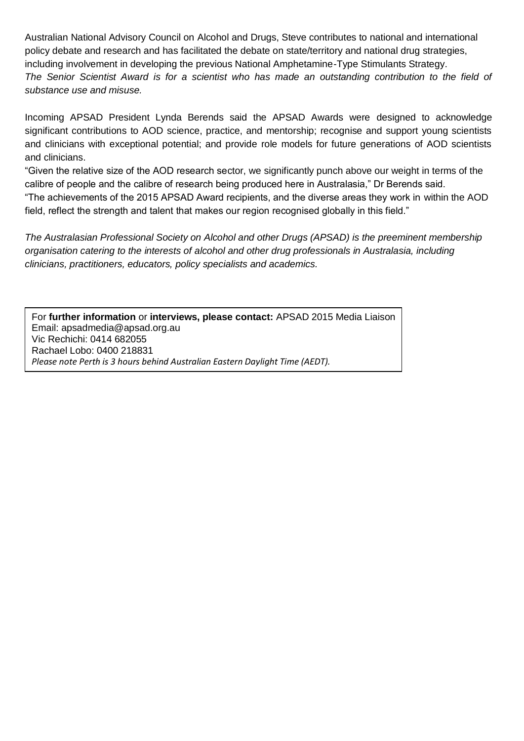Australian National Advisory Council on Alcohol and Drugs, Steve contributes to national and international policy debate and research and has facilitated the debate on state/territory and national drug strategies, including involvement in developing the previous National Amphetamine-Type Stimulants Strategy.
*The Senior Scientist Award is for a scientist who has made an outstanding contribution to the field of substance use and misuse.*

Incoming APSAD President Lynda Berends said the APSAD Awards were designed to acknowledge significant contributions to AOD science, practice, and mentorship; recognise and support young scientists and clinicians with exceptional potential; and provide role models for future generations of AOD scientists and clinicians.

"Given the relative size of the AOD research sector, we significantly punch above our weight in terms of the calibre of people and the calibre of research being produced here in Australasia," Dr Berends said.

"The achievements of the 2015 APSAD Award recipients, and the diverse areas they work in within the AOD field, reflect the strength and talent that makes our region recognised globally in this field."

*The Australasian Professional Society on Alcohol and other Drugs (APSAD) is the preeminent membership organisation catering to the interests of alcohol and other drug professionals in Australasia, including clinicians, practitioners, educators, policy specialists and academics.*

For **further information** or **interviews, please contact:** APSAD 2015 Media Liaison
Email: apsadmedia@apsad.org.au
Vic Rechichi: 0414 682055
Rachael Lobo: 0400 218831
*Please note Perth is 3 hours behind Australian Eastern Daylight Time (AEDT).*